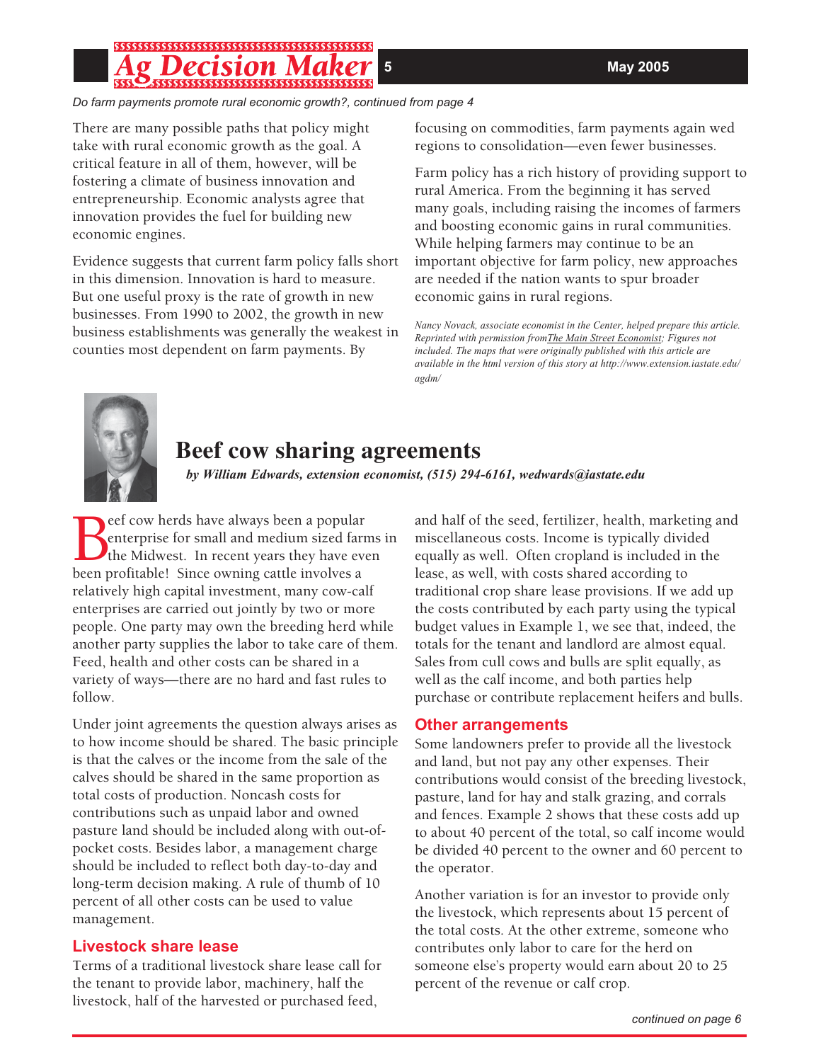*Do farm payments promote rural economic growth?, continued from page 4*

There are many possible paths that policy might take with rural economic growth as the goal. A critical feature in all of them, however, will be fostering a climate of business innovation and entrepreneurship. Economic analysts agree that innovation provides the fuel for building new economic engines.

Evidence suggests that current farm policy falls short in this dimension. Innovation is hard to measure. But one useful proxy is the rate of growth in new businesses. From 1990 to 2002, the growth in new business establishments was generally the weakest in counties most dependent on farm payments. By focusing on commodities, farm payments again wed regions to consolidation—even fewer businesses.

Farm policy has a rich history of providing support to rural America. From the beginning it has served many goals, including raising the incomes of farmers and boosting economic gains in rural communities. While helping farmers may continue to be an important objective for farm policy, new approaches are needed if the nation wants to spur broader economic gains in rural regions.

*Nancy Novack, associate economist in the Center, helped prepare this article. Reprinted with permission from The Main Street Economist; Figures not included. The maps that were originally published with this article are available in the html version of this story at http://www.extension.iastate.edu/agdm/*

# Beef cow sharing agreements

***by William Edwards, extension economist, (515) 294-6161, wedwards@iastate.edu***

Beef cow herds have always been a popular enterprise for small and medium sized farms in the Midwest. In recent years they have even been profitable! Since owning cattle involves a relatively high capital investment, many cow-calf enterprises are carried out jointly by two or more people. One party may own the breeding herd while another party supplies the labor to take care of them. Feed, health and other costs can be shared in a variety of ways—there are no hard and fast rules to follow.

Under joint agreements the question always arises as to how income should be shared. The basic principle is that the calves or the income from the sale of the calves should be shared in the same proportion as total costs of production. Noncash costs for contributions such as unpaid labor and owned pasture land should be included along with out-of-pocket costs. Besides labor, a management charge should be included to reflect both day-to-day and long-term decision making. A rule of thumb of 10 percent of all other costs can be used to value management.

## Livestock share lease

Terms of a traditional livestock share lease call for the tenant to provide labor, machinery, half the livestock, half of the harvested or purchased feed, and half of the seed, fertilizer, health, marketing and miscellaneous costs. Income is typically divided equally as well. Often cropland is included in the lease, as well, with costs shared according to traditional crop share lease provisions. If we add up the costs contributed by each party using the typical budget values in Example 1, we see that, indeed, the totals for the tenant and landlord are almost equal. Sales from cull cows and bulls are split equally, as well as the calf income, and both parties help purchase or contribute replacement heifers and bulls.

## Other arrangements

Some landowners prefer to provide all the livestock and land, but not pay any other expenses. Their contributions would consist of the breeding livestock, pasture, land for hay and stalk grazing, and corrals and fences. Example 2 shows that these costs add up to about 40 percent of the total, so calf income would be divided 40 percent to the owner and 60 percent to the operator.

Another variation is for an investor to provide only the livestock, which represents about 15 percent of the total costs. At the other extreme, someone who contributes only labor to care for the herd on someone else's property would earn about 20 to 25 percent of the revenue or calf crop.

*continued on page 6*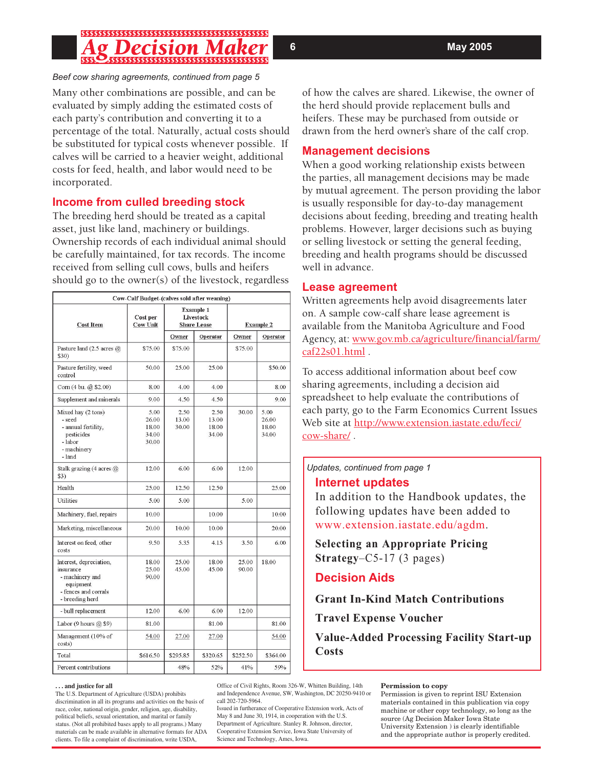*Beef cow sharing agreements, continued from page 5*

Many other combinations are possible, and can be evaluated by simply adding the estimated costs of each party's contribution and converting it to a percentage of the total. Naturally, actual costs should be substituted for typical costs whenever possible. If calves will be carried to a heavier weight, additional costs for feed, health, and labor would need to be incorporated.

## Income from culled breeding stock

The breeding herd should be treated as a capital asset, just like land, machinery or buildings. Ownership records of each individual animal should be carefully maintained, for tax records. The income received from selling cull cows, bulls and heifers should go to the owner(s) of the livestock, regardless of how the calves are shared. Likewise, the owner of the herd should provide replacement bulls and heifers. These may be purchased from outside or drawn from the herd owner's share of the calf crop.

**Cow-Calf Budget-(calves sold after weaning)**

| Cost Item | Cost per Cow Unit | Example 1 Livestock Share Lease | | Example 2 | |
|---|---|---|---|---|---|
| | | Owner | Operator | Owner | Operator |
| Pasture land (2.5 acres @ $30) | $75.00 | $75.00 | | $75.00 | |
| Pasture fertility, weed control | 50.00 | 25.00 | 25.00 | | $50.00 |
| Corn (4 bu. @ $2.00) | 8.00 | 4.00 | 4.00 | | 8.00 |
| Supplement and minerals | 9.00 | 4.50 | 4.50 | | 9.00 |
| Mixed hay (2 tons) | | | | | |
| - seed | 5.00 | 2.50 | 2.50 | 30.00 | 5.00 |
| - annual fertility, pesticides | 26.00 | 13.00 | 13.00 | | 26.00 |
| - labor | 18.00 | | 18.00 | | 18.00 |
| - machinery | 34.00 | | 34.00 | | 34.00 |
| - land | 30.00 | 30.00 | | | |
| Stalk grazing (4 acres @ $3) | 12.00 | 6.00 | 6.00 | 12.00 | |
| Health | 25.00 | 12.50 | 12.50 | | 25.00 |
| Utilities | 5.00 | 5.00 | | 5.00 | |
| Machinery, fuel, repairs | 10.00 | | 10.00 | | 10.00 |
| Marketing, miscellaneous | 20.00 | 10.00 | 10.00 | | 20.00 |
| Interest on feed, other costs | 9.50 | 5.35 | 4.15 | 3.50 | 6.00 |
| Interest, depreciation, insurance | | | | | |
| - machinery and equipment | 18.00 | | 18.00 | | 18.00 |
| - fences and corrals | 25.00 | 25.00 | | 25.00 | |
| - breeding herd | 90.00 | 45.00 | 45.00 | 90.00 | |
| - bull replacement | 12.00 | 6.00 | 6.00 | 12.00 | |
| Labor (9 hours @ $9) | 81.00 | | 81.00 | | 81.00 |
| Management (10% of costs) | 54.00 | 27.00 | 27.00 | | 54.00 |
| Total | $616.50 | $295.85 | $320.65 | $252.50 | $364.00 |
| Percent contributions | | 48% | 52% | 41% | 59% |

## Management decisions

When a good working relationship exists between the parties, all management decisions may be made by mutual agreement. The person providing the labor is usually responsible for day-to-day management decisions about feeding, breeding and treating health problems. However, larger decisions such as buying or selling livestock or setting the general feeding, breeding and health programs should be discussed well in advance.

## Lease agreement

Written agreements help avoid disagreements later on. A sample cow-calf share lease agreement is available from the Manitoba Agriculture and Food Agency, at: www.gov.mb.ca/agriculture/financial/farm/caf22s01.html .

To access additional information about beef cow sharing agreements, including a decision aid spreadsheet to help evaluate the contributions of each party, go to the Farm Economics Current Issues Web site at http://www.extension.iastate.edu/feci/cow-share/ .

*Updates, continued from page 1*

## Internet updates

In addition to the Handbook updates, the following updates have been added to www.extension.iastate.edu/agdm.

**Selecting an Appropriate Pricing Strategy**–C5-17 (3 pages)

## Decision Aids

**Grant In-Kind Match Contributions**

**Travel Expense Voucher**

**Value-Added Processing Facility Start-up Costs**

**. . . and justice for all**
The U.S. Department of Agriculture (USDA) prohibits discrimination in all its programs and activities on the basis of race, color, national origin, gender, religion, age, disability, political beliefs, sexual orientation, and marital or family status. (Not all prohibited bases apply to all programs.) Many materials can be made available in alternative formats for ADA clients. To file a complaint of discrimination, write USDA, Office of Civil Rights, Room 326-W, Whitten Building, 14th and Independence Avenue, SW, Washington, DC 20250-9410 or call 202-720-5964.

Issued in furtherance of Cooperative Extension work, Acts of May 8 and June 30, 1914, in cooperation with the U.S. Department of Agriculture. Stanley R. Johnson, director, Cooperative Extension Service, Iowa State University of Science and Technology, Ames, Iowa.

**Permission to copy**
Permission is given to reprint ISU Extension materials contained in this publication via copy machine or other copy technology, so long as the source (Ag Decision Maker Iowa State University Extension ) is clearly identifiable and the appropriate author is properly credited.